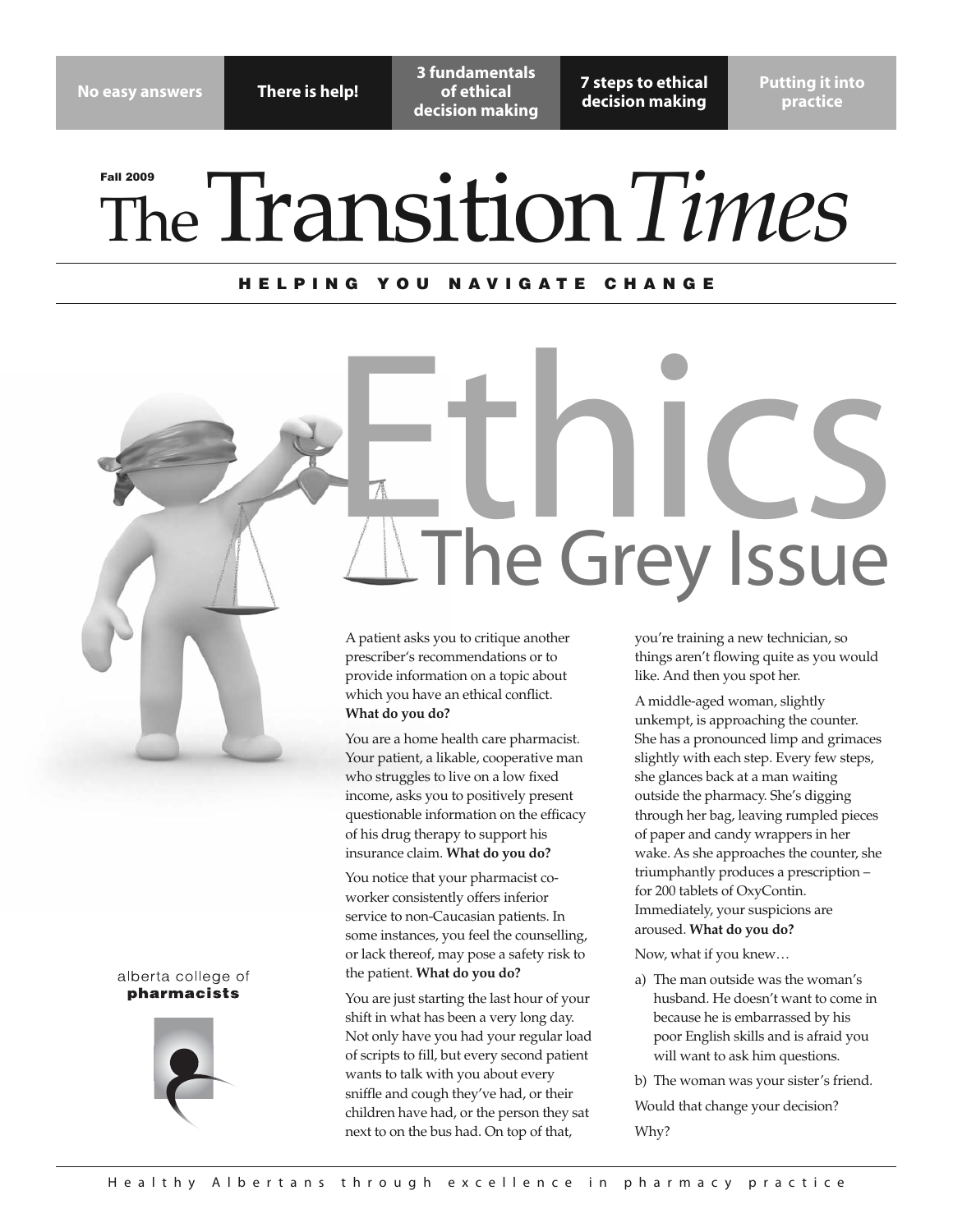No easy answers | There is help! | 3 fundamentals of ethical decision making | 7 steps to ethical decision making | Putting it into practice

Fall 2009

# The Transition *Times*

HELPING YOU NAVIGATE CHANGE

# Ethics
## The Grey Issue

A patient asks you to critique another prescriber's recommendations or to provide information on a topic about which you have an ethical conflict. **What do you do?**

You are a home health care pharmacist. Your patient, a likable, cooperative man who struggles to live on a low fixed income, asks you to positively present questionable information on the efficacy of his drug therapy to support his insurance claim. **What do you do?**

You notice that your pharmacist co-worker consistently offers inferior service to non-Caucasian patients. In some instances, you feel the counselling, or lack thereof, may pose a safety risk to the patient. **What do you do?**

You are just starting the last hour of your shift in what has been a very long day. Not only have you had your regular load of scripts to fill, but every second patient wants to talk with you about every sniffle and cough they've had, or their children have had, or the person they sat next to on the bus had. On top of that, you're training a new technician, so things aren't flowing quite as you would like. And then you spot her.

A middle-aged woman, slightly unkempt, is approaching the counter. She has a pronounced limp and grimaces slightly with each step. Every few steps, she glances back at a man waiting outside the pharmacy. She's digging through her bag, leaving rumpled pieces of paper and candy wrappers in her wake. As she approaches the counter, she triumphantly produces a prescription – for 200 tablets of OxyContin. Immediately, your suspicions are aroused. **What do you do?**

Now, what if you knew…

a) The man outside was the woman's husband. He doesn't want to come in because he is embarrassed by his poor English skills and is afraid you will want to ask him questions.

b) The woman was your sister's friend.

Would that change your decision?

Why?

alberta college of **pharmacists**

Healthy Albertans through excellence in pharmacy practice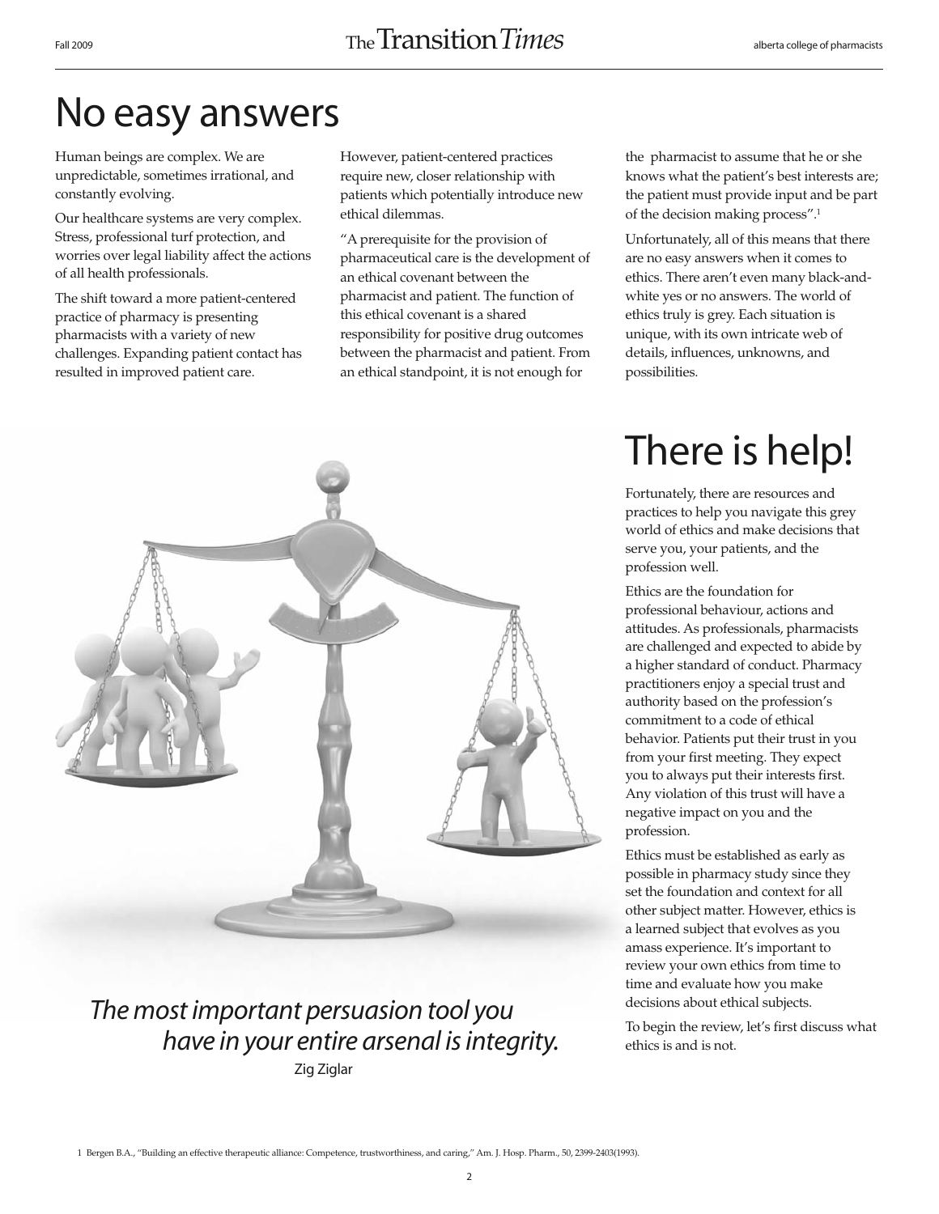# No easy answers

Human beings are complex. We are unpredictable, sometimes irrational, and constantly evolving.

Our healthcare systems are very complex. Stress, professional turf protection, and worries over legal liability affect the actions of all health professionals.

The shift toward a more patient-centered practice of pharmacy is presenting pharmacists with a variety of new challenges. Expanding patient contact has resulted in improved patient care.

However, patient-centered practices require new, closer relationship with patients which potentially introduce new ethical dilemmas.

"A prerequisite for the provision of pharmaceutical care is the development of an ethical covenant between the pharmacist and patient. The function of this ethical covenant is a shared responsibility for positive drug outcomes between the pharmacist and patient. From an ethical standpoint, it is not enough for the pharmacist to assume that he or she knows what the patient's best interests are; the patient must provide input and be part of the decision making process".[1]

Unfortunately, all of this means that there are no easy answers when it comes to ethics. There aren't even many black-and-white yes or no answers. The world of ethics truly is grey. Each situation is unique, with its own intricate web of details, influences, unknowns, and possibilities.

*The most important persuasion tool you have in your entire arsenal is integrity.*

Zig Ziglar

# There is help!

Fortunately, there are resources and practices to help you navigate this grey world of ethics and make decisions that serve you, your patients, and the profession well.

Ethics are the foundation for professional behaviour, actions and attitudes. As professionals, pharmacists are challenged and expected to abide by a higher standard of conduct. Pharmacy practitioners enjoy a special trust and authority based on the profession's commitment to a code of ethical behavior. Patients put their trust in you from your first meeting. They expect you to always put their interests first. Any violation of this trust will have a negative impact on you and the profession.

Ethics must be established as early as possible in pharmacy study since they set the foundation and context for all other subject matter. However, ethics is a learned subject that evolves as you amass experience. It's important to review your own ethics from time to time and evaluate how you make decisions about ethical subjects.

To begin the review, let's first discuss what ethics is and is not.

1 Bergen B.A., "Building an effective therapeutic alliance: Competence, trustworthiness, and caring," Am. J. Hosp. Pharm., 50, 2399-2403(1993).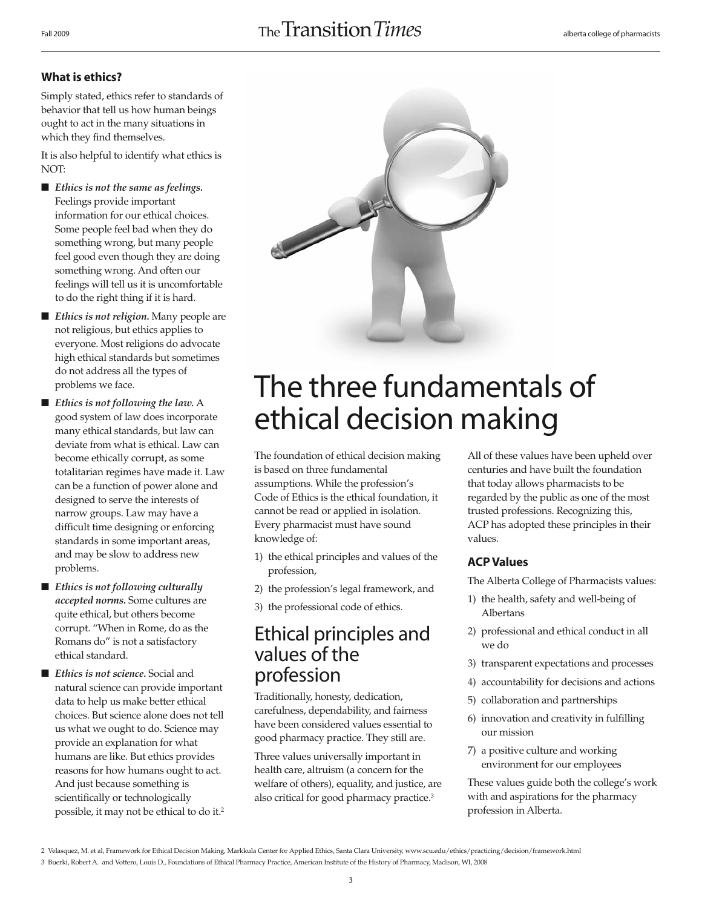### What is ethics?

Simply stated, ethics refer to standards of behavior that tell us how human beings ought to act in the many situations in which they find themselves.

It is also helpful to identify what ethics is NOT:

- ***Ethics is not the same as feelings.*** Feelings provide important information for our ethical choices. Some people feel bad when they do something wrong, but many people feel good even though they are doing something wrong. And often our feelings will tell us it is uncomfortable to do the right thing if it is hard.
- ***Ethics is not religion.*** Many people are not religious, but ethics applies to everyone. Most religions do advocate high ethical standards but sometimes do not address all the types of problems we face.
- ***Ethics is not following the law.*** A good system of law does incorporate many ethical standards, but law can deviate from what is ethical. Law can become ethically corrupt, as some totalitarian regimes have made it. Law can be a function of power alone and designed to serve the interests of narrow groups. Law may have a difficult time designing or enforcing standards in some important areas, and may be slow to address new problems.
- ***Ethics is not following culturally accepted norms.*** Some cultures are quite ethical, but others become corrupt. "When in Rome, do as the Romans do" is not a satisfactory ethical standard.
- ***Ethics is not science.*** Social and natural science can provide important data to help us make better ethical choices. But science alone does not tell us what we ought to do. Science may provide an explanation for what humans are like. But ethics provides reasons for how humans ought to act. And just because something is scientifically or technologically possible, it may not be ethical to do it.[2]

# The three fundamentals of ethical decision making

The foundation of ethical decision making is based on three fundamental assumptions. While the profession's Code of Ethics is the ethical foundation, it cannot be read or applied in isolation. Every pharmacist must have sound knowledge of:

1) the ethical principles and values of the profession,
2) the profession's legal framework, and
3) the professional code of ethics.

## Ethical principles and values of the profession

Traditionally, honesty, dedication, carefulness, dependability, and fairness have been considered values essential to good pharmacy practice. They still are.

Three values universally important in health care, altruism (a concern for the welfare of others), equality, and justice, are also critical for good pharmacy practice.[3]

All of these values have been upheld over centuries and have built the foundation that today allows pharmacists to be regarded by the public as one of the most trusted professions. Recognizing this, ACP has adopted these principles in their values.

### ACP Values

The Alberta College of Pharmacists values:

1) the health, safety and well-being of Albertans
2) professional and ethical conduct in all we do
3) transparent expectations and processes
4) accountability for decisions and actions
5) collaboration and partnerships
6) innovation and creativity in fulfilling our mission
7) a positive culture and working environment for our employees

These values guide both the college's work with and aspirations for the pharmacy profession in Alberta.

2 Velasquez, M. et al, Framework for Ethical Decision Making, Markkula Center for Applied Ethics, Santa Clara University, www.scu.edu/ethics/practicing/decision/framework.html

3 Buerki, Robert A. and Vottero, Louis D., Foundations of Ethical Pharmacy Practice, American Institute of the History of Pharmacy, Madison, WI, 2008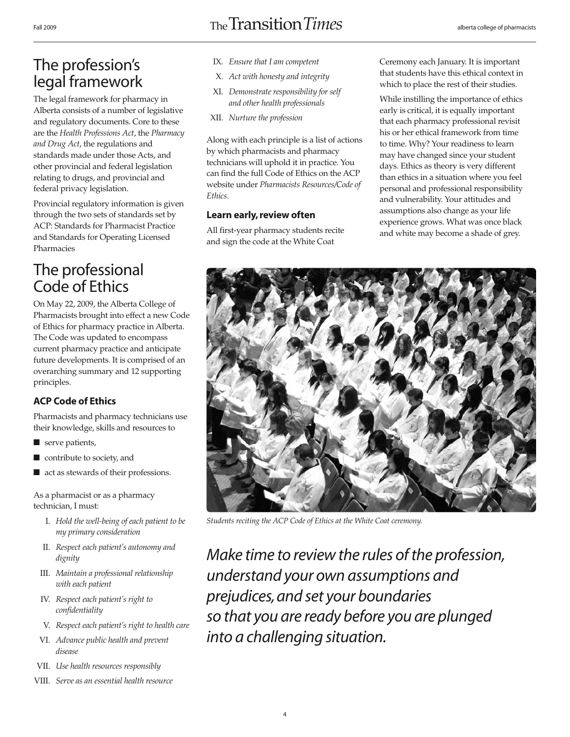## The profession's legal framework

The legal framework for pharmacy in Alberta consists of a number of legislative and regulatory documents. Core to these are the *Health Professions Act*, the *Pharmacy and Drug Act*, the regulations and standards made under those Acts, and other provincial and federal legislation relating to drugs, and provincial and federal privacy legislation.

Provincial regulatory information is given through the two sets of standards set by ACP: Standards for Pharmacist Practice and Standards for Operating Licensed Pharmacies

## The professional Code of Ethics

On May 22, 2009, the Alberta College of Pharmacists brought into effect a new Code of Ethics for pharmacy practice in Alberta. The Code was updated to encompass current pharmacy practice and anticipate future developments. It is comprised of an overarching summary and 12 supporting principles.

### ACP Code of Ethics

Pharmacists and pharmacy technicians use their knowledge, skills and resources to

- serve patients,
- contribute to society, and
- act as stewards of their professions.

As a pharmacist or as a pharmacy technician, I must:

I. *Hold the well-being of each patient to be my primary consideration*
II. *Respect each patient's autonomy and dignity*
III. *Maintain a professional relationship with each patient*
IV. *Respect each patient's right to confidentiality*
V. *Respect each patient's right to health care*
VI. *Advance public health and prevent disease*
VII. *Use health resources responsibly*
VIII. *Serve as an essential health resource*
IX. *Ensure that I am competent*
X. *Act with honesty and integrity*
XI. *Demonstrate responsibility for self and other health professionals*
XII. *Nurture the profession*

Along with each principle is a list of actions by which pharmacists and pharmacy technicians will uphold it in practice. You can find the full Code of Ethics on the ACP website under *Pharmacists Resources/Code of Ethics*.

### Learn early, review often

All first-year pharmacy students recite and sign the code at the White Coat Ceremony each January. It is important that students have this ethical context in which to place the rest of their studies.

While instilling the importance of ethics early is critical, it is equally important that each pharmacy professional revisit his or her ethical framework from time to time. Why? Your readiness to learn may have changed since your student days. Ethics as theory is very different than ethics in a situation where you feel personal and professional responsibility and vulnerability. Your attitudes and assumptions also change as your life experience grows. What was once black and white may become a shade of grey.

*Students reciting the ACP Code of Ethics at the White Coat ceremony.*

*Make time to review the rules of the profession, understand your own assumptions and prejudices, and set your boundaries so that you are ready before you are plunged into a challenging situation.*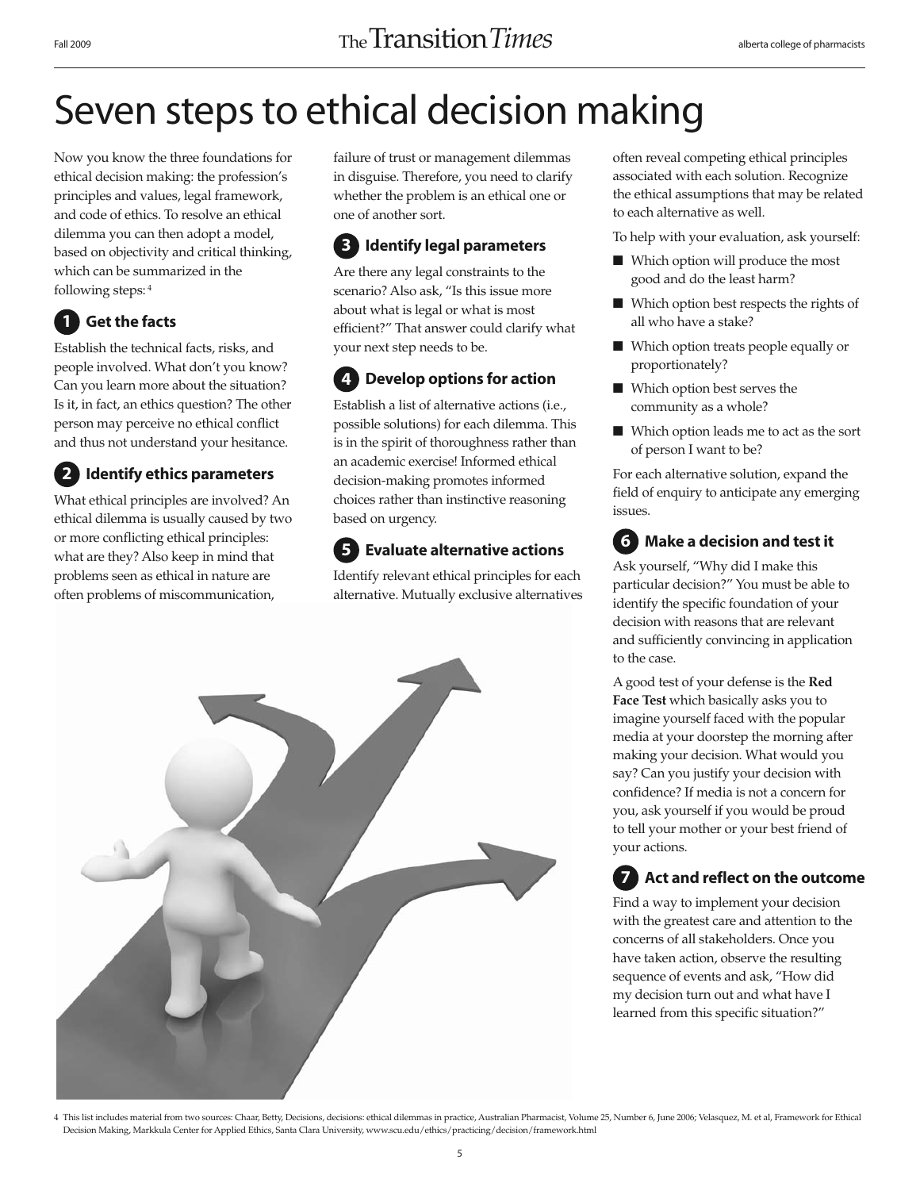# Seven steps to ethical decision making

Now you know the three foundations for ethical decision making: the profession's principles and values, legal framework, and code of ethics. To resolve an ethical dilemma you can then adopt a model, based on objectivity and critical thinking, which can be summarized in the following steps:[4]

## 1 Get the facts

Establish the technical facts, risks, and people involved. What don't you know? Can you learn more about the situation? Is it, in fact, an ethics question? The other person may perceive no ethical conflict and thus not understand your hesitance.

## 2 Identify ethics parameters

What ethical principles are involved? An ethical dilemma is usually caused by two or more conflicting ethical principles: what are they? Also keep in mind that problems seen as ethical in nature are often problems of miscommunication, failure of trust or management dilemmas in disguise. Therefore, you need to clarify whether the problem is an ethical one or one of another sort.

## 3 Identify legal parameters

Are there any legal constraints to the scenario? Also ask, "Is this issue more about what is legal or what is most efficient?" That answer could clarify what your next step needs to be.

## 4 Develop options for action

Establish a list of alternative actions (i.e., possible solutions) for each dilemma. This is in the spirit of thoroughness rather than an academic exercise! Informed ethical decision-making promotes informed choices rather than instinctive reasoning based on urgency.

## 5 Evaluate alternative actions

Identify relevant ethical principles for each alternative. Mutually exclusive alternatives often reveal competing ethical principles associated with each solution. Recognize the ethical assumptions that may be related to each alternative as well.

To help with your evaluation, ask yourself:

- Which option will produce the most good and do the least harm?
- Which option best respects the rights of all who have a stake?
- Which option treats people equally or proportionately?
- Which option best serves the community as a whole?
- Which option leads me to act as the sort of person I want to be?

For each alternative solution, expand the field of enquiry to anticipate any emerging issues.

## 6 Make a decision and test it

Ask yourself, "Why did I make this particular decision?" You must be able to identify the specific foundation of your decision with reasons that are relevant and sufficiently convincing in application to the case.

A good test of your defense is the **Red Face Test** which basically asks you to imagine yourself faced with the popular media at your doorstep the morning after making your decision. What would you say? Can you justify your decision with confidence? If media is not a concern for you, ask yourself if you would be proud to tell your mother or your best friend of your actions.

## 7 Act and reflect on the outcome

Find a way to implement your decision with the greatest care and attention to the concerns of all stakeholders. Once you have taken action, observe the resulting sequence of events and ask, "How did my decision turn out and what have I learned from this specific situation?"

---

4 This list includes material from two sources: Chaar, Betty, Decisions, decisions: ethical dilemmas in practice, Australian Pharmacist, Volume 25, Number 6, June 2006; Velasquez, M. et al, Framework for Ethical Decision Making, Markkula Center for Applied Ethics, Santa Clara University, www.scu.edu/ethics/practicing/decision/framework.html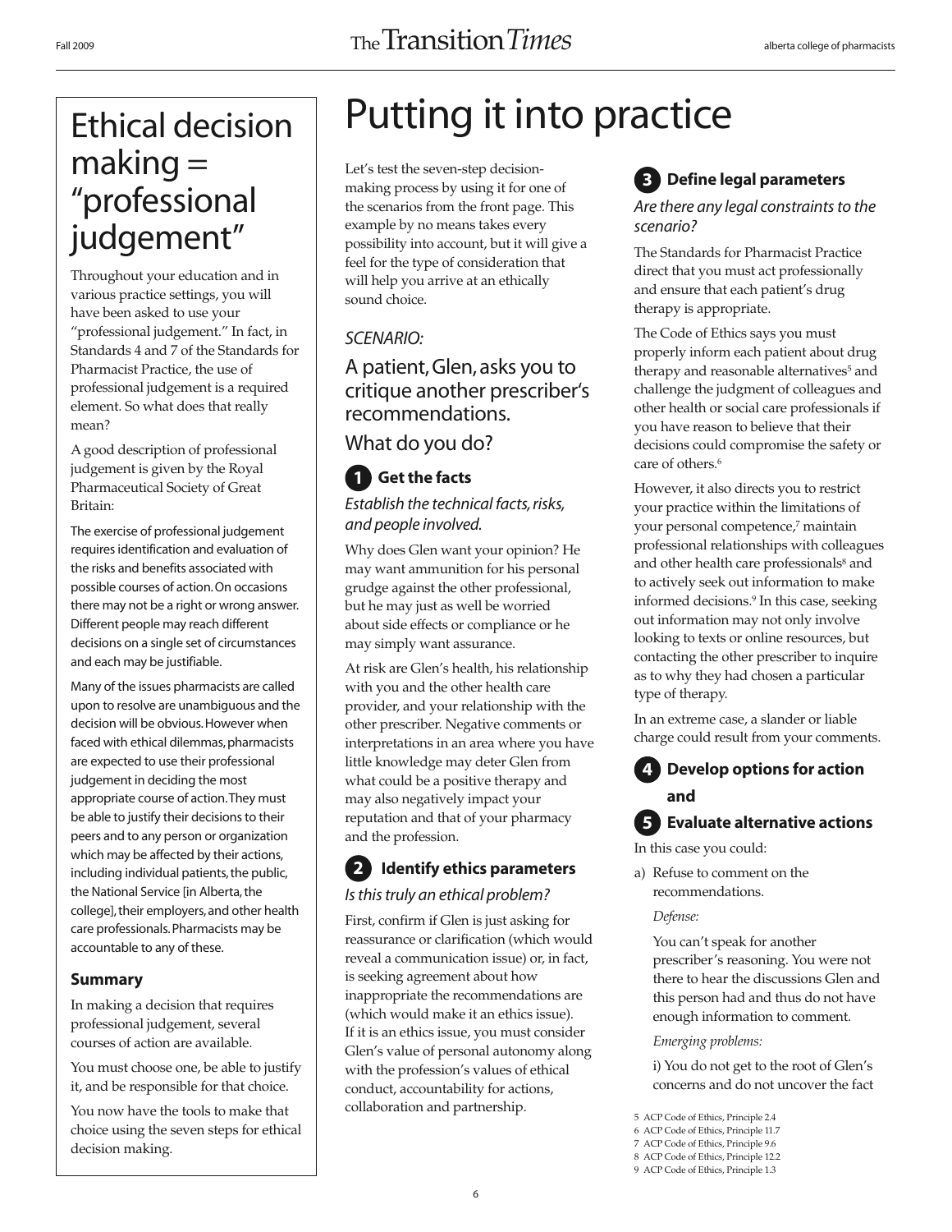## Ethical decision making = "professional judgement"

Throughout your education and in various practice settings, you will have been asked to use your "professional judgement." In fact, in Standards 4 and 7 of the Standards for Pharmacist Practice, the use of professional judgement is a required element. So what does that really mean?

A good description of professional judgement is given by the Royal Pharmaceutical Society of Great Britain:

The exercise of professional judgement requires identification and evaluation of the risks and benefits associated with possible courses of action. On occasions there may not be a right or wrong answer. Different people may reach different decisions on a single set of circumstances and each may be justifiable.

Many of the issues pharmacists are called upon to resolve are unambiguous and the decision will be obvious. However when faced with ethical dilemmas, pharmacists are expected to use their professional judgement in deciding the most appropriate course of action. They must be able to justify their decisions to their peers and to any person or organization which may be affected by their actions, including individual patients, the public, the National Service [in Alberta, the college], their employers, and other health care professionals. Pharmacists may be accountable to any of these.

### Summary

In making a decision that requires professional judgement, several courses of action are available.

You must choose one, be able to justify it, and be responsible for that choice.

You now have the tools to make that choice using the seven steps for ethical decision making.

# Putting it into practice

Let's test the seven-step decision-making process by using it for one of the scenarios from the front page. This example by no means takes every possibility into account, but it will give a feel for the type of consideration that will help you arrive at an ethically sound choice.

*SCENARIO:*

A patient, Glen, asks you to critique another prescriber's recommendations.

What do you do?

### 1 Get the facts

*Establish the technical facts, risks, and people involved.*

Why does Glen want your opinion? He may want ammunition for his personal grudge against the other professional, but he may just as well be worried about side effects or compliance or he may simply want assurance.

At risk are Glen's health, his relationship with you and the other health care provider, and your relationship with the other prescriber. Negative comments or interpretations in an area where you have little knowledge may deter Glen from what could be a positive therapy and may also negatively impact your reputation and that of your pharmacy and the profession.

### 2 Identify ethics parameters

*Is this truly an ethical problem?*

First, confirm if Glen is just asking for reassurance or clarification (which would reveal a communication issue) or, in fact, is seeking agreement about how inappropriate the recommendations are (which would make it an ethics issue). If it is an ethics issue, you must consider Glen's value of personal autonomy along with the profession's values of ethical conduct, accountability for actions, collaboration and partnership.

### 3 Define legal parameters

*Are there any legal constraints to the scenario?*

The Standards for Pharmacist Practice direct that you must act professionally and ensure that each patient's drug therapy is appropriate.

The Code of Ethics says you must properly inform each patient about drug therapy and reasonable alternatives[5] and challenge the judgment of colleagues and other health or social care professionals if you have reason to believe that their decisions could compromise the safety or care of others.[6]

However, it also directs you to restrict your practice within the limitations of your personal competence,[7] maintain professional relationships with colleagues and other health care professionals[8] and to actively seek out information to make informed decisions.[9] In this case, seeking out information may not only involve looking to texts or online resources, but contacting the other prescriber to inquire as to why they had chosen a particular type of therapy.

In an extreme case, a slander or liable charge could result from your comments.

### 4 Develop options for action and

### 5 Evaluate alternative actions

In this case you could:

a) Refuse to comment on the recommendations.

*Defense:*

You can't speak for another prescriber's reasoning. You were not there to hear the discussions Glen and this person had and thus do not have enough information to comment.

*Emerging problems:*

i) You do not get to the root of Glen's concerns and do not uncover the fact

5 ACP Code of Ethics, Principle 2.4
6 ACP Code of Ethics, Principle 11.7
7 ACP Code of Ethics, Principle 9.6
8 ACP Code of Ethics, Principle 12.2
9 ACP Code of Ethics, Principle 1.3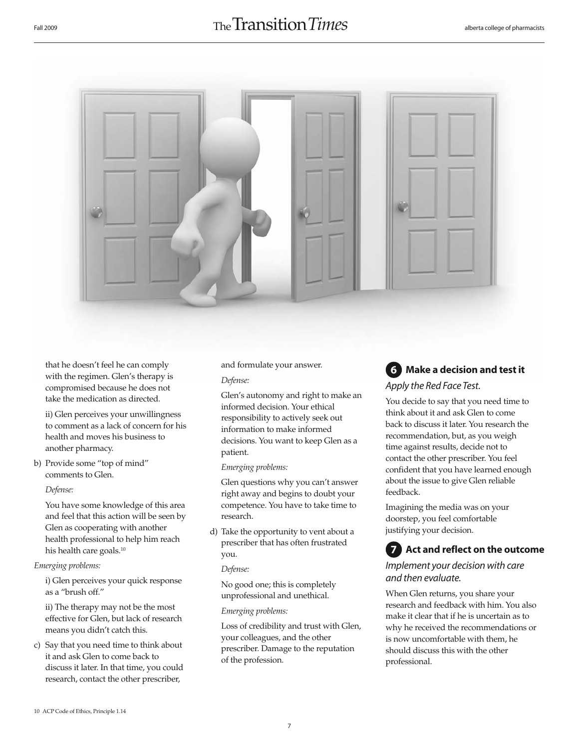that he doesn't feel he can comply with the regimen. Glen's therapy is compromised because he does not take the medication as directed.

ii) Glen perceives your unwillingness to comment as a lack of concern for his health and moves his business to another pharmacy.

b) Provide some "top of mind" comments to Glen.

*Defense:*

You have some knowledge of this area and feel that this action will be seen by Glen as cooperating with another health professional to help him reach his health care goals.[10]

*Emerging problems:*

i) Glen perceives your quick response as a "brush off."

ii) The therapy may not be the most effective for Glen, but lack of research means you didn't catch this.

c) Say that you need time to think about it and ask Glen to come back to discuss it later. In that time, you could research, contact the other prescriber, and formulate your answer.

*Defense:*

Glen's autonomy and right to make an informed decision. Your ethical responsibility to actively seek out information to make informed decisions. You want to keep Glen as a patient.

*Emerging problems:*

Glen questions why you can't answer right away and begins to doubt your competence. You have to take time to research.

d) Take the opportunity to vent about a prescriber that has often frustrated you.

*Defense:*

No good one; this is completely unprofessional and unethical.

*Emerging problems:*

Loss of credibility and trust with Glen, your colleagues, and the other prescriber. Damage to the reputation of the profession.

## 6 Make a decision and test it

*Apply the Red Face Test.*

You decide to say that you need time to think about it and ask Glen to come back to discuss it later. You research the recommendation, but, as you weigh time against results, decide not to contact the other prescriber. You feel confident that you have learned enough about the issue to give Glen reliable feedback.

Imagining the media was on your doorstep, you feel comfortable justifying your decision.

## 7 Act and reflect on the outcome

*Implement your decision with care and then evaluate.*

When Glen returns, you share your research and feedback with him. You also make it clear that if he is uncertain as to why he received the recommendations or is now uncomfortable with them, he should discuss this with the other professional.

10 ACP Code of Ethics, Principle 1.14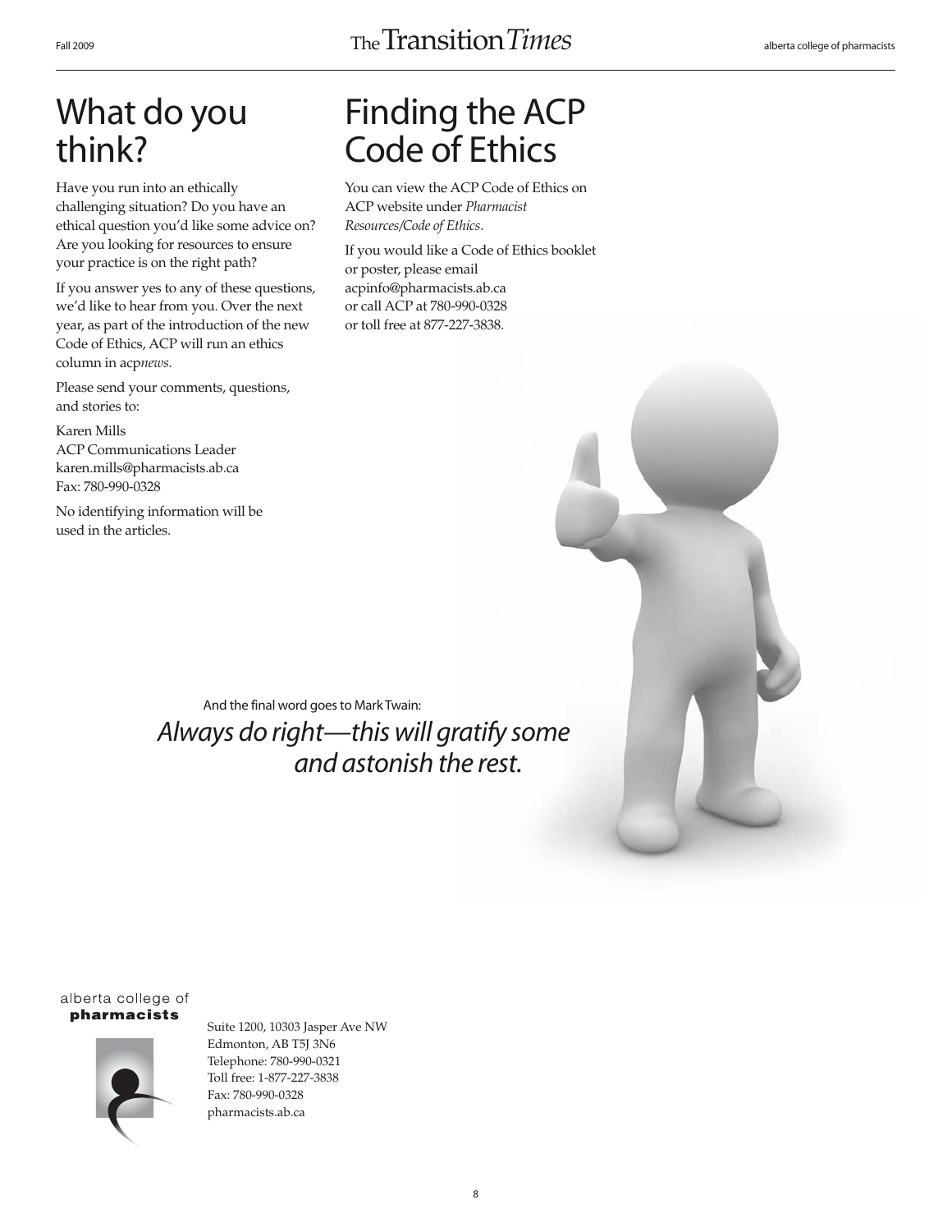# What do you think?

Have you run into an ethically challenging situation? Do you have an ethical question you'd like some advice on? Are you looking for resources to ensure your practice is on the right path?

If you answer yes to any of these questions, we'd like to hear from you. Over the next year, as part of the introduction of the new Code of Ethics, ACP will run an ethics column in acp*news*.

Please send your comments, questions, and stories to:

Karen Mills
ACP Communications Leader
karen.mills@pharmacists.ab.ca
Fax: 780-990-0328

No identifying information will be used in the articles.

# Finding the ACP Code of Ethics

You can view the ACP Code of Ethics on ACP website under *Pharmacist Resources/Code of Ethics*.

If you would like a Code of Ethics booklet or poster, please email acpinfo@pharmacists.ab.ca or call ACP at 780-990-0328 or toll free at 877-227-3838.

And the final word goes to Mark Twain:

*Always do right—this will gratify some and astonish the rest.*

alberta college of **pharmacists**

Suite 1200, 10303 Jasper Ave NW
Edmonton, AB T5J 3N6
Telephone: 780-990-0321
Toll free: 1-877-227-3838
Fax: 780-990-0328
pharmacists.ab.ca